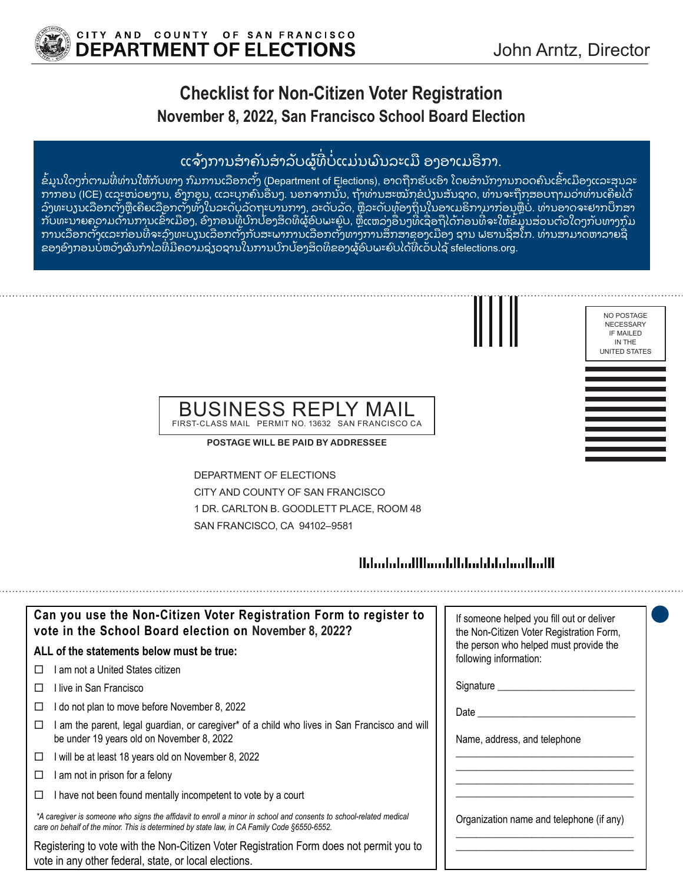CITY AND COUNTY OF SAN FRANCISCO
**DEPARTMENT OF ELECTIONS**

John Arntz, Director

# Checklist for Non-Citizen Voter Registration

## November 8, 2022, San Francisco School Board Election

### ແຈ້ງການສຳຄັນສຳລັບຜູ້ທີ່ບໍ່ແມ່ນພົນລະເມືອງອາເມຣິກາ.

ຂໍ້ມູນໃດໆກໍ່ຕາມທີ່ທ່ານໃຫ້ກັບທາງ ກົມການເລືອກຕັ້ງ (Department of Elections), ອາດຖືກຮັບເອົາ ໂດຍສຳນັກງານກວດຄົນເຂົ້າເມືອງແລະສຸນລະກາກອນ (ICE) ແລະໜ່ວຍງານ, ອົງກອນ, ແລະບຸກຄົນອື່ນໆ. ນອກຈາກນັ້ນ, ຖ້າທ່ານສະໝັກຂໍປ່ຽນສັນຊາດ, ທ່ານຈະຖືກສອບຖາມວ່າທ່ານເຄີຍໄດ້ລົງທະບຽນເລືອກຕັ້ງຫຼືເຄີຍເລືອກຕັ້ງທັງໃນລະດັບລັດຖະບານກາງ, ລະດັບລັດ, ຫຼືລະດັບທ້ອງຖິ່ນໃນອາເມຣິກາມາກ່ອນຫຼືບໍ່. ທ່ານອາດຈະຢາກປຶກສາກັບທະນາຍຄວາມດ້ານການເຂົ້າເມືອງ, ອົງກອນທີ່ປົກປ້ອງສິດທິຜູ້ອົບພະຍົບ, ຫຼືແຫຼ່ງອື່ນໆທີ່ເຊື່ອຖືໄດ້ກ່ອນທີ່ຈະໃຫ້ຂໍ້ມູນສ່ວນຕົວໃດໆກັບທາງກົມການເລືອກຕັ້ງແລະກ່ອນທີ່ຈະລົງທະບຽນເລືອກຕັ້ງກັບສະພາການເລືອກຕັ້ງທາງການສຶກສາຂອງເມືອງ ຊານ ຟຣານຊິສໂກ. ທ່ານສາມາດຫາລາຍຊື່ຂອງອົງກອນບໍ່ຫວັງຜົນກຳໄລທີ່ມີຄວາມຊ່ຽວຊານໃນການປົກປ້ອງສິດທິຂອງຜູ້ອົບພະຍົບໄດ້ທີ່ເວັບໄຊ້ sfelections.org.

NO POSTAGE NECESSARY IF MAILED IN THE UNITED STATES

**BUSINESS REPLY MAIL**
FIRST-CLASS MAIL PERMIT NO. 13632 SAN FRANCISCO CA

**POSTAGE WILL BE PAID BY ADDRESSEE**

DEPARTMENT OF ELECTIONS
CITY AND COUNTY OF SAN FRANCISCO
1 DR. CARLTON B. GOODLETT PLACE, ROOM 48
SAN FRANCISCO, CA 94102–9581

### Can you use the Non-Citizen Voter Registration Form to register to vote in the School Board election on November 8, 2022?

**ALL of the statements below must be true:**

- ☐ I am not a United States citizen
- ☐ I live in San Francisco
- ☐ I do not plan to move before November 8, 2022
- ☐ I am the parent, legal guardian, or caregiver* of a child who lives in San Francisco and will be under 19 years old on November 8, 2022
- ☐ I will be at least 18 years old on November 8, 2022
- ☐ I am not in prison for a felony
- ☐ I have not been found mentally incompetent to vote by a court

*\*A caregiver is someone who signs the affidavit to enroll a minor in school and consents to school-related medical care on behalf of the minor. This is determined by state law, in CA Family Code §6550-6552.*

Registering to vote with the Non-Citizen Voter Registration Form does not permit you to vote in any other federal, state, or local elections.

If someone helped you fill out or deliver the Non-Citizen Voter Registration Form, the person who helped must provide the following information:

Signature ___________________________

Date ___________________________

Name, address, and telephone

___________________________

___________________________

___________________________

___________________________

Organization name and telephone (if any)

___________________________

___________________________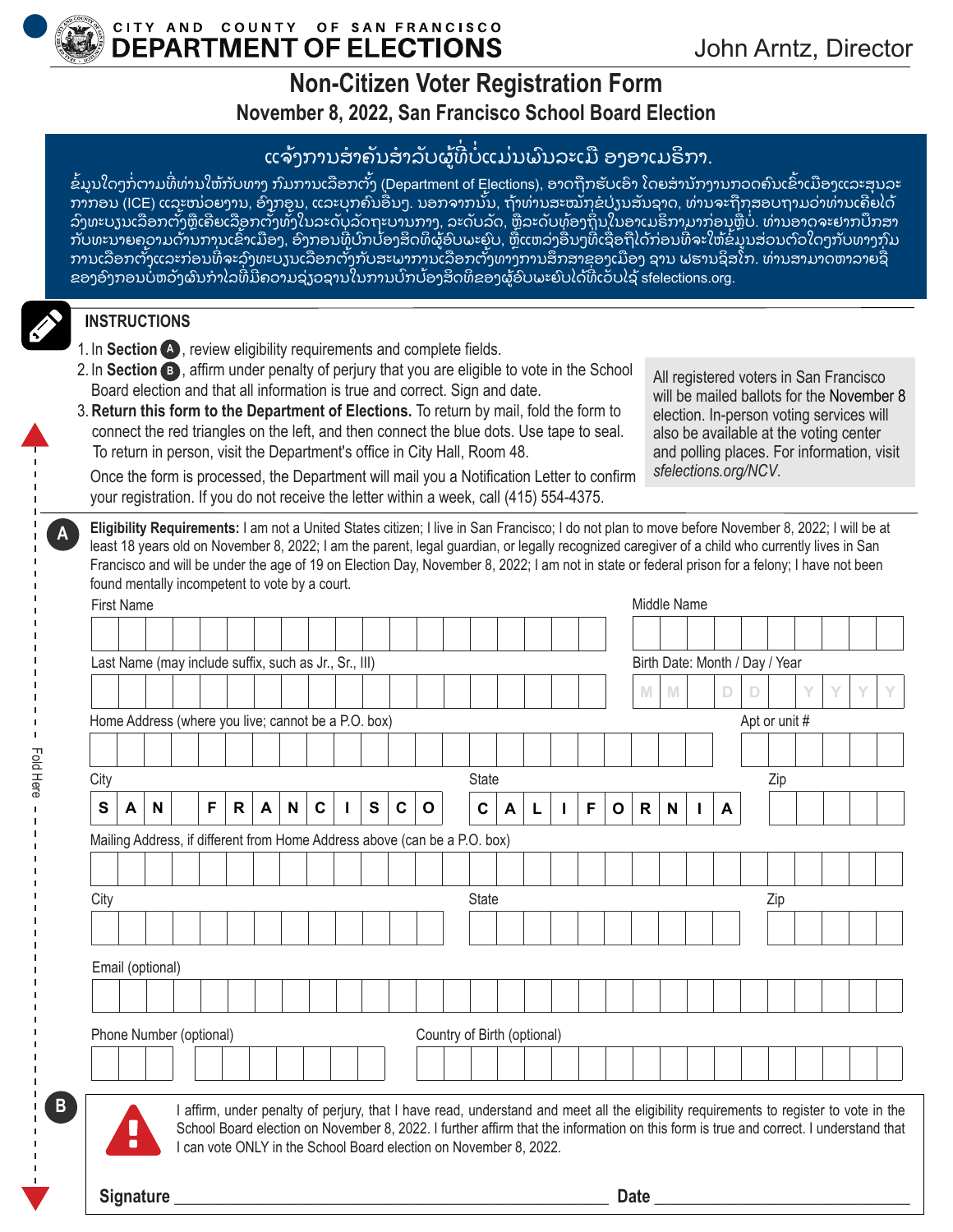CITY AND COUNTY OF SAN FRANCISCO
**DEPARTMENT OF ELECTIONS**

John Arntz, Director

# Non-Citizen Voter Registration Form

## November 8, 2022, San Francisco School Board Election

ແຈ້ງການສຳຄັນສຳລັບຜູ້ທີ່ບໍ່ແມ່ນພົນລະເມືອງອາເມຣິກາ.

ຂໍ້ມູນໃດໆກໍຕາມທີ່ທ່ານໃຫ້ກັບທາງ ກົມການເລືອກຕັ້ງ (Department of Elections), ອາດຖືກຮັບເອົາ ໂດຍສຳນັກງານກວດຄົນເຂົ້າເມືອງແລະສຸນລະກາກອນ (ICE) ແລະໜ່ວຍງານ, ອົງກອນ, ແລະບຸກຄົນອື່ນໆ. ນອກຈາກນັ້ນ, ຖ້າທ່ານສະໝັກຂໍປ່ຽນສັນຊາດ, ທ່ານຈະຖືກສອບຖາມວ່າທ່ານເຄີຍໄດ້ລົງທະບຽນເລືອກຕັ້ງຫຼືເຄີຍເລືອກຕັ້ງທັງໃນລະດັບລັດຖະບານກາງ, ລະດັບລັດ, ຫຼືລະດັບທ້ອງຖິ່ນໃນອາເມຣິກາມາກ່ອນຫຼືບໍ່. ທ່ານອາດຈະຢາກປຶກສາກັບທະນາຍຄວາມດ້ານການເຂົ້າເມືອງ, ອົງກອນທີ່ປົກປ້ອງສິດທິຜູ້ອົບພະຍົບ, ຫຼືແຫລ່ງອື່ນໆທີ່ເຊື່ອຖືໄດ້ກ່ອນທີ່ຈະໃຫ້ຂໍ້ມູນສ່ວນຕົວໃດໆກັບທາງກົມການເລືອກຕັ້ງແລະກ່ອນທີ່ຈະລົງທະບຽນເລືອກຕັ້ງກັບສະພາການເລືອກຕັ້ງທາງການສຶກສາຂອງເມືອງ ຊານ ຟຣານຊິສໂກ. ທ່ານສາມາດຫາລາຍຊື່ຂອງອົງກອນບໍ່ຫວັງຜົນກຳໄລທີ່ມີຄວາມຊ່ຽວຊານໃນການປົກປ້ອງສິດທິຂອງຜູ້ອົບພະຍົບໄດ້ທີ່ເວັບໄຊ້ sfelections.org.

### INSTRUCTIONS

1. In **Section A**, review eligibility requirements and complete fields.
2. In **Section B**, affirm under penalty of perjury that you are eligible to vote in the School Board election and that all information is true and correct. Sign and date.
3. **Return this form to the Department of Elections.** To return by mail, fold the form to connect the red triangles on the left, and then connect the blue dots. Use tape to seal. To return in person, visit the Department's office in City Hall, Room 48.

Once the form is processed, the Department will mail you a Notification Letter to confirm your registration. If you do not receive the letter within a week, call (415) 554-4375.

All registered voters in San Francisco will be mailed ballots for the November 8 election. In-person voting services will also be available at the voting center and polling places. For information, visit *sfelections.org/NCV*.

Fold Here

**A**

**Eligibility Requirements:** I am not a United States citizen; I live in San Francisco; I do not plan to move before November 8, 2022; I will be at least 18 years old on November 8, 2022; I am the parent, legal guardian, or legally recognized caregiver of a child who currently lives in San Francisco and will be under the age of 19 on Election Day, November 8, 2022; I am not in state or federal prison for a felony; I have not been found mentally incompetent to vote by a court.

First Name ____________________ Middle Name ____________________

Last Name (may include suffix, such as Jr., Sr., III) ____________________ Birth Date: Month / Day / Year M M D D Y Y Y Y

Home Address (where you live; cannot be a P.O. box) ____________________ Apt or unit # ________

City: SAN FRANCISCO State: CALIFORNIA Zip ________

Mailing Address, if different from Home Address above (can be a P.O. box) ____________________

City ____________ State ____________ Zip ________

Email (optional) ____________________

Phone Number (optional) ____________ Country of Birth (optional) ____________

**B**

I affirm, under penalty of perjury, that I have read, understand and meet all the eligibility requirements to register to vote in the School Board election on November 8, 2022. I further affirm that the information on this form is true and correct. I understand that I can vote ONLY in the School Board election on November 8, 2022.

**Signature** ______________________________ **Date** ____________________